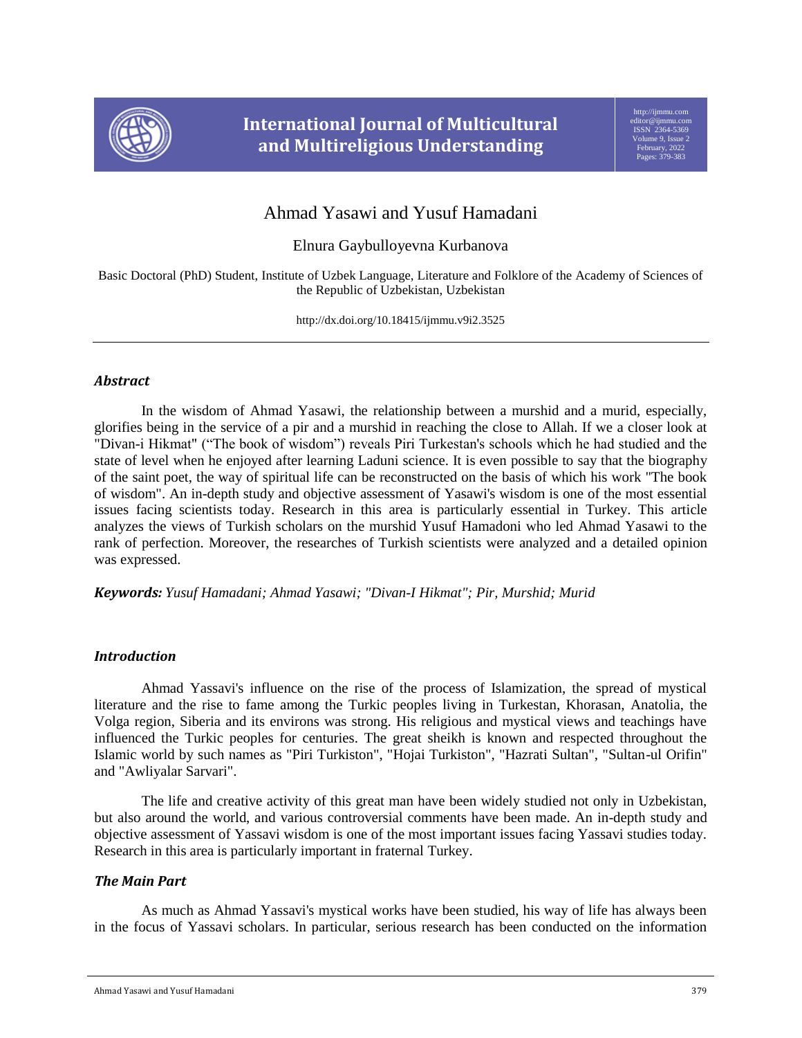# Ahmad Yasawi and Yusuf Hamadani

Elnura Gaybulloyevna Kurbanova

Basic Doctoral (PhD) Student, Institute of Uzbek Language, Literature and Folklore of the Academy of Sciences of the Republic of Uzbekistan, Uzbekistan

http://dx.doi.org/10.18415/ijmmu.v9i2.3525

## *Abstract*

In the wisdom of Ahmad Yasawi, the relationship between a murshid and a murid, especially, glorifies being in the service of a pir and a murshid in reaching the close to Allah. If we a closer look at "Divan-i Hikmat" ("The book of wisdom") reveals Piri Turkestan's schools which he had studied and the state of level when he enjoyed after learning Laduni science. It is even possible to say that the biography of the saint poet, the way of spiritual life can be reconstructed on the basis of which his work "The book of wisdom". An in-depth study and objective assessment of Yasawi's wisdom is one of the most essential issues facing scientists today. Research in this area is particularly essential in Turkey. This article analyzes the views of Turkish scholars on the murshid Yusuf Hamadoni who led Ahmad Yasawi to the rank of perfection. Moreover, the researches of Turkish scientists were analyzed and a detailed opinion was expressed.

***Keywords:*** *Yusuf Hamadani; Ahmad Yasawi; "Divan-I Hikmat"; Pir, Murshid; Murid*

## *Introduction*

Ahmad Yassavi's influence on the rise of the process of Islamization, the spread of mystical literature and the rise to fame among the Turkic peoples living in Turkestan, Khorasan, Anatolia, the Volga region, Siberia and its environs was strong. His religious and mystical views and teachings have influenced the Turkic peoples for centuries. The great sheikh is known and respected throughout the Islamic world by such names as "Piri Turkiston", "Hojai Turkiston", "Hazrati Sultan", "Sultan-ul Orifin" and "Awliyalar Sarvari".

The life and creative activity of this great man have been widely studied not only in Uzbekistan, but also around the world, and various controversial comments have been made. An in-depth study and objective assessment of Yassavi wisdom is one of the most important issues facing Yassavi studies today. Research in this area is particularly important in fraternal Turkey.

## *The Main Part*

As much as Ahmad Yassavi's mystical works have been studied, his way of life has always been in the focus of Yassavi scholars. In particular, serious research has been conducted on the information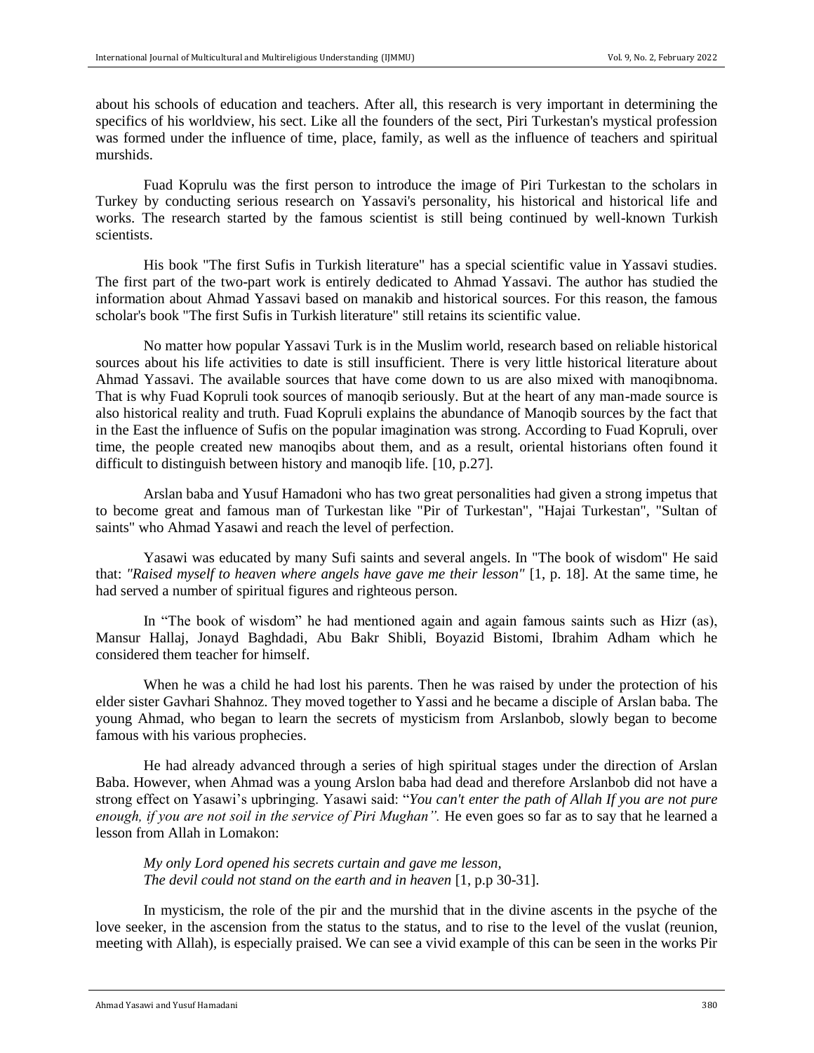about his schools of education and teachers. After all, this research is very important in determining the specifics of his worldview, his sect. Like all the founders of the sect, Piri Turkestan's mystical profession was formed under the influence of time, place, family, as well as the influence of teachers and spiritual murshids.

Fuad Koprulu was the first person to introduce the image of Piri Turkestan to the scholars in Turkey by conducting serious research on Yassavi's personality, his historical and historical life and works. The research started by the famous scientist is still being continued by well-known Turkish scientists.

His book "The first Sufis in Turkish literature" has a special scientific value in Yassavi studies. The first part of the two-part work is entirely dedicated to Ahmad Yassavi. The author has studied the information about Ahmad Yassavi based on manakib and historical sources. For this reason, the famous scholar's book "The first Sufis in Turkish literature" still retains its scientific value.

No matter how popular Yassavi Turk is in the Muslim world, research based on reliable historical sources about his life activities to date is still insufficient. There is very little historical literature about Ahmad Yassavi. The available sources that have come down to us are also mixed with manoqibnoma. That is why Fuad Kopruli took sources of manoqib seriously. But at the heart of any man-made source is also historical reality and truth. Fuad Kopruli explains the abundance of Manoqib sources by the fact that in the East the influence of Sufis on the popular imagination was strong. According to Fuad Kopruli, over time, the people created new manoqibs about them, and as a result, oriental historians often found it difficult to distinguish between history and manoqib life. [10, p.27].

Arslan baba and Yusuf Hamadoni who has two great personalities had given a strong impetus that to become great and famous man of Turkestan like "Pir of Turkestan", "Hajai Turkestan", "Sultan of saints" who Ahmad Yasawi and reach the level of perfection.

Yasawi was educated by many Sufi saints and several angels. In "The book of wisdom" He said that: *"Raised myself to heaven where angels have gave me their lesson"* [1, p. 18]. At the same time, he had served a number of spiritual figures and righteous person.

In "The book of wisdom" he had mentioned again and again famous saints such as Hizr (as), Mansur Hallaj, Jonayd Baghdadi, Abu Bakr Shibli, Boyazid Bistomi, Ibrahim Adham which he considered them teacher for himself.

When he was a child he had lost his parents. Then he was raised by under the protection of his elder sister Gavhari Shahnoz. They moved together to Yassi and he became a disciple of Arslan baba. The young Ahmad, who began to learn the secrets of mysticism from Arslanbob, slowly began to become famous with his various prophecies.

He had already advanced through a series of high spiritual stages under the direction of Arslan Baba. However, when Ahmad was a young Arslon baba had dead and therefore Arslanbob did not have a strong effect on Yasawi's upbringing. Yasawi said: "*You can't enter the path of Allah If you are not pure enough, if you are not soil in the service of Piri Mughan".* He even goes so far as to say that he learned a lesson from Allah in Lomakon:

> *My only Lord opened his secrets curtain and gave me lesson,*
> *The devil could not stand on the earth and in heaven* [1, p.p 30-31].

In mysticism, the role of the pir and the murshid that in the divine ascents in the psyche of the love seeker, in the ascension from the status to the status, and to rise to the level of the vuslat (reunion, meeting with Allah), is especially praised. We can see a vivid example of this can be seen in the works Pir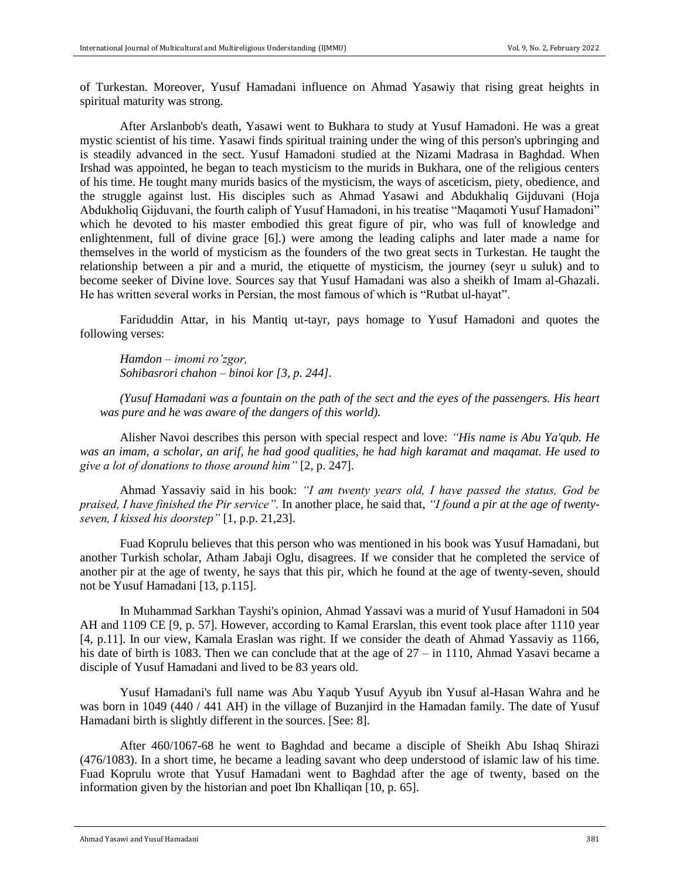of Turkestan. Moreover, Yusuf Hamadani influence on Ahmad Yasawiy that rising great heights in spiritual maturity was strong.

After Arslanbob's death, Yasawi went to Bukhara to study at Yusuf Hamadoni. He was a great mystic scientist of his time. Yasawi finds spiritual training under the wing of this person's upbringing and is steadily advanced in the sect. Yusuf Hamadoni studied at the Nizami Madrasa in Baghdad. When Irshad was appointed, he began to teach mysticism to the murids in Bukhara, one of the religious centers of his time. He tought many murids basics of the mysticism, the ways of asceticism, piety, obedience, and the struggle against lust. His disciples such as Ahmad Yasawi and Abdukhaliq Gijduvani (Hoja Abdukholiq Gijduvani, the fourth caliph of Yusuf Hamadoni, in his treatise "Maqamoti Yusuf Hamadoni" which he devoted to his master embodied this great figure of pir, who was full of knowledge and enlightenment, full of divine grace [6].) were among the leading caliphs and later made a name for themselves in the world of mysticism as the founders of the two great sects in Turkestan. He taught the relationship between a pir and a murid, the etiquette of mysticism, the journey (seyr u suluk) and to become seeker of Divine love. Sources say that Yusuf Hamadani was also a sheikh of Imam al-Ghazali. He has written several works in Persian, the most famous of which is "Rutbat ul-hayat".

Fariduddin Attar, in his Mantiq ut-tayr, pays homage to Yusuf Hamadoni and quotes the following verses:

*Hamdon – imomi ro'zgor,*
*Sohibasrori chahon – binoi kor [3, p. 244].*

*(Yusuf Hamadani was a fountain on the path of the sect and the eyes of the passengers. His heart was pure and he was aware of the dangers of this world).*

Alisher Navoi describes this person with special respect and love: *"His name is Abu Ya'qub. He was an imam, a scholar, an arif, he had good qualities, he had high karamat and maqamat. He used to give a lot of donations to those around him"* [2, p. 247].

Ahmad Yassaviy said in his book: *"I am twenty years old, I have passed the status, God be praised, I have finished the Pir service".* In another place, he said that, *"I found a pir at the age of twenty-seven, I kissed his doorstep"* [1, p.p. 21,23].

Fuad Koprulu believes that this person who was mentioned in his book was Yusuf Hamadani, but another Turkish scholar, Atham Jabaji Oglu, disagrees. If we consider that he completed the service of another pir at the age of twenty, he says that this pir, which he found at the age of twenty-seven, should not be Yusuf Hamadani [13, p.115].

In Muhammad Sarkhan Tayshi's opinion, Ahmad Yassavi was a murid of Yusuf Hamadoni in 504 AH and 1109 CE [9, p. 57]. However, according to Kamal Erarslan, this event took place after 1110 year [4, p.11]. In our view, Kamala Eraslan was right. If we consider the death of Ahmad Yassaviy as 1166, his date of birth is 1083. Then we can conclude that at the age of 27 – in 1110, Ahmad Yasavi became a disciple of Yusuf Hamadani and lived to be 83 years old.

Yusuf Hamadani's full name was Abu Yaqub Yusuf Ayyub ibn Yusuf al-Hasan Wahra and he was born in 1049 (440 / 441 AH) in the village of Buzanjird in the Hamadan family. The date of Yusuf Hamadani birth is slightly different in the sources. [See: 8].

After 460/1067-68 he went to Baghdad and became a disciple of Sheikh Abu Ishaq Shirazi (476/1083). In a short time, he became a leading savant who deep understood of islamic law of his time. Fuad Koprulu wrote that Yusuf Hamadani went to Baghdad after the age of twenty, based on the information given by the historian and poet Ibn Khalliqan [10, p. 65].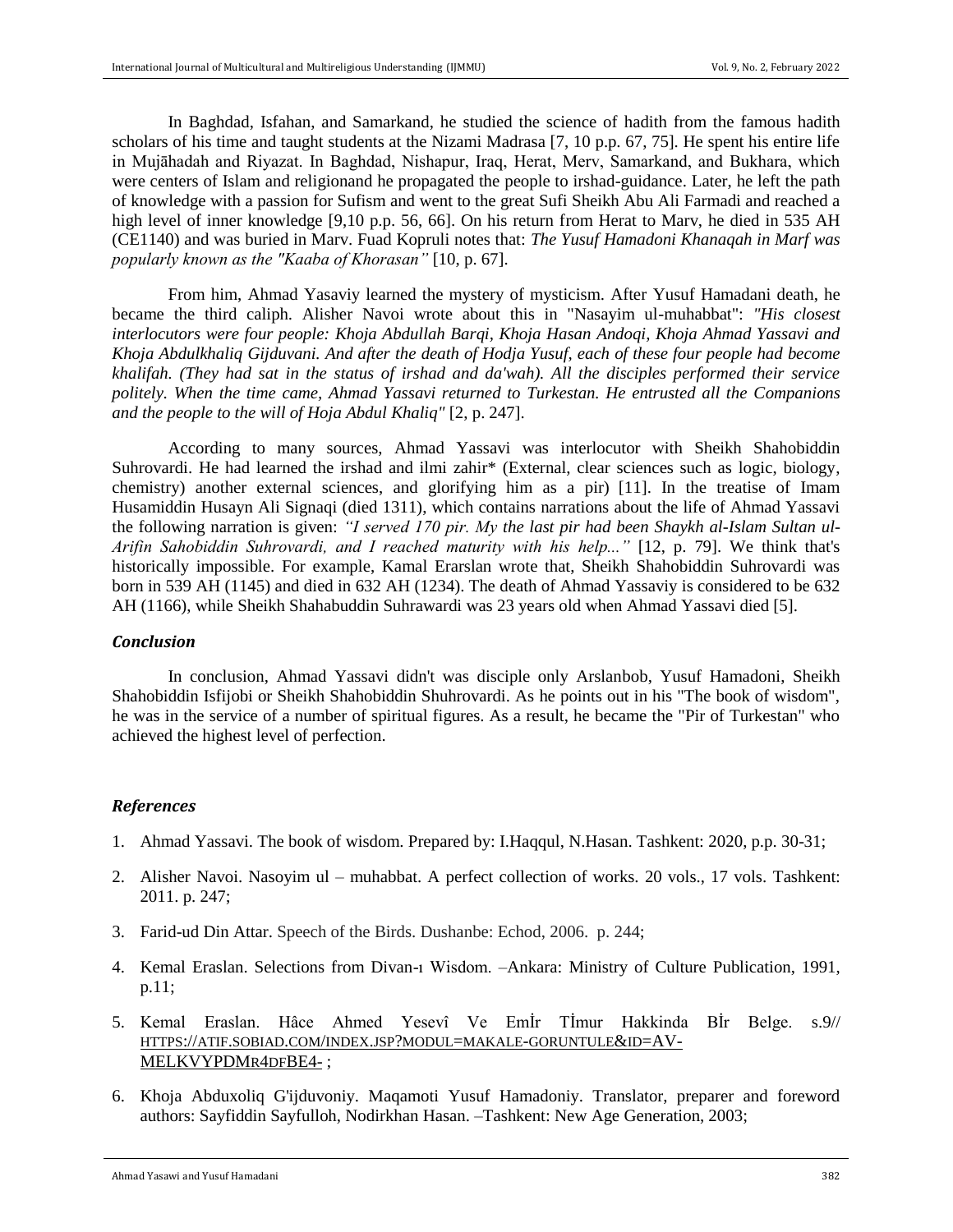In Baghdad, Isfahan, and Samarkand, he studied the science of hadith from the famous hadith scholars of his time and taught students at the Nizami Madrasa [7, 10 p.p. 67, 75]. He spent his entire life in Mujāhadah and Riyazat. In Baghdad, Nishapur, Iraq, Herat, Merv, Samarkand, and Bukhara, which were centers of Islam and religionand he propagated the people to irshad-guidance. Later, he left the path of knowledge with a passion for Sufism and went to the great Sufi Sheikh Abu Ali Farmadi and reached a high level of inner knowledge [9,10 p.p. 56, 66]. On his return from Herat to Marv, he died in 535 AH (CE1140) and was buried in Marv. Fuad Kopruli notes that: *The Yusuf Hamadoni Khanaqah in Marf was popularly known as the "Kaaba of Khorasan"* [10, p. 67].

From him, Ahmad Yasaviy learned the mystery of mysticism. After Yusuf Hamadani death, he became the third caliph. Alisher Navoi wrote about this in "Nasayim ul-muhabbat": *"His closest interlocutors were four people: Khoja Abdullah Barqi, Khoja Hasan Andoqi, Khoja Ahmad Yassavi and Khoja Abdulkhaliq Gijduvani. And after the death of Hodja Yusuf, each of these four people had become khalifah. (They had sat in the status of irshad and da'wah). All the disciples performed their service politely. When the time came, Ahmad Yassavi returned to Turkestan. He entrusted all the Companions and the people to the will of Hoja Abdul Khaliq"* [2, p. 247].

According to many sources, Ahmad Yassavi was interlocutor with Sheikh Shahobiddin Suhrovardi. He had learned the irshad and ilmi zahir* (External, clear sciences such as logic, biology, chemistry) another external sciences, and glorifying him as a pir) [11]. In the treatise of Imam Husamiddin Husayn Ali Signaqi (died 1311), which contains narrations about the life of Ahmad Yassavi the following narration is given: *"I served 170 pir. My the last pir had been Shaykh al-Islam Sultan ul-Arifin Sahobiddin Suhrovardi, and I reached maturity with his help..."* [12, p. 79]. We think that's historically impossible. For example, Kamal Erarslan wrote that, Sheikh Shahobiddin Suhrovardi was born in 539 AH (1145) and died in 632 AH (1234). The death of Ahmad Yassaviy is considered to be 632 AH (1166), while Sheikh Shahabuddin Suhrawardi was 23 years old when Ahmad Yassavi died [5].

### *Conclusion*

In conclusion, Ahmad Yassavi didn't was disciple only Arslanbob, Yusuf Hamadoni, Sheikh Shahobiddin Isfijobi or Sheikh Shahobiddin Shuhrovardi. As he points out in his "The book of wisdom", he was in the service of a number of spiritual figures. As a result, he became the "Pir of Turkestan" who achieved the highest level of perfection.

### *References*

1. Ahmad Yassavi. The book of wisdom. Prepared by: I.Haqqul, N.Hasan. Tashkent: 2020, p.p. 30-31;
2. Alisher Navoi. Nasoyim ul – muhabbat. A perfect collection of works. 20 vols., 17 vols. Tashkent: 2011. p. 247;
3. Farid-ud Din Attar. Speech of the Birds. Dushanbe: Echod, 2006. p. 244;
4. Kemal Eraslan. Selections from Divan-ı Wisdom. –Ankara: Ministry of Culture Publication, 1991, p.11;
5. Kemal Eraslan. Hâce Ahmed Yesevî Ve Emİr Tİmur Hakkinda Bİr Belge. s.9// HTTPS://ATIF.SOBIAD.COM/INDEX.JSP?MODUL=MAKALE-GORUNTULE&ID=AV-MELKVYPDMR4DFBE4- ;
6. Khoja Abduxoliq G'ijduvoniy. Maqamoti Yusuf Hamadoniy. Translator, preparer and foreword authors: Sayfiddin Sayfulloh, Nodirkhan Hasan. –Tashkent: New Age Generation, 2003;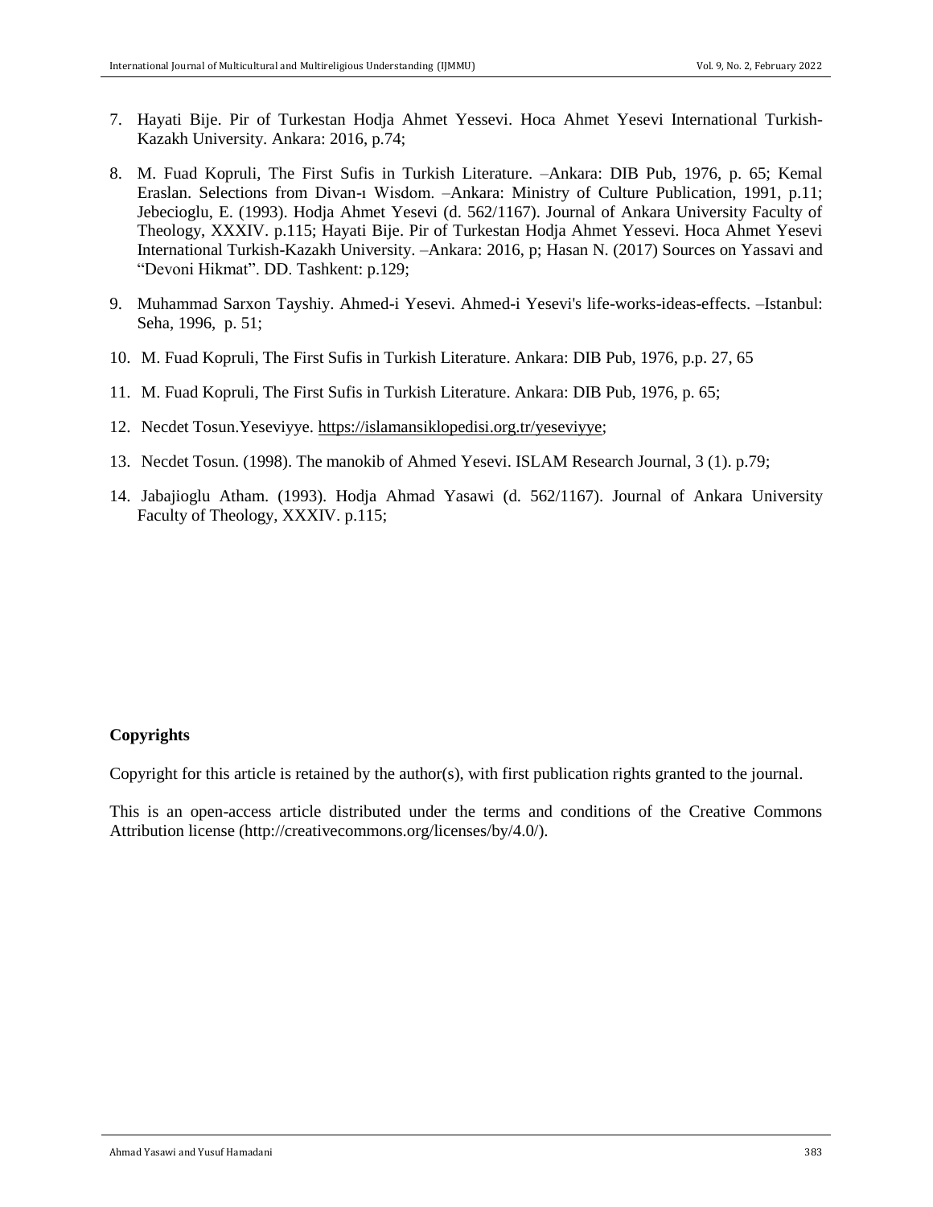7. Hayati Bije. Pir of Turkestan Hodja Ahmet Yessevi. Hoca Ahmet Yesevi International Turkish-Kazakh University. Ankara: 2016, p.74;

8. M. Fuad Kopruli, The First Sufis in Turkish Literature. –Ankara: DIB Pub, 1976, p. 65; Kemal Eraslan. Selections from Divan-ı Wisdom. –Ankara: Ministry of Culture Publication, 1991, p.11; Jebecioglu, E. (1993). Hodja Ahmet Yesevi (d. 562/1167). Journal of Ankara University Faculty of Theology, XXXIV. p.115; Hayati Bije. Pir of Turkestan Hodja Ahmet Yessevi. Hoca Ahmet Yesevi International Turkish-Kazakh University. –Ankara: 2016, p; Hasan N. (2017) Sources on Yassavi and "Devoni Hikmat". DD. Tashkent: p.129;

9. Muhammad Sarxon Tayshiy. Ahmed-i Yesevi. Ahmed-i Yesevi's life-works-ideas-effects. –Istanbul: Seha, 1996, p. 51;

10. M. Fuad Kopruli, The First Sufis in Turkish Literature. Ankara: DIB Pub, 1976, p.p. 27, 65

11. M. Fuad Kopruli, The First Sufis in Turkish Literature. Ankara: DIB Pub, 1976, p. 65;

12. Necdet Tosun.Yeseviyye. https://islamansiklopedisi.org.tr/yeseviyye;

13. Necdet Tosun. (1998). The manokib of Ahmed Yesevi. ISLAM Research Journal, 3 (1). p.79;

14. Jabajioglu Atham. (1993). Hodja Ahmad Yasawi (d. 562/1167). Journal of Ankara University Faculty of Theology, XXXIV. p.115;

**Copyrights**

Copyright for this article is retained by the author(s), with first publication rights granted to the journal.

This is an open-access article distributed under the terms and conditions of the Creative Commons Attribution license (http://creativecommons.org/licenses/by/4.0/).